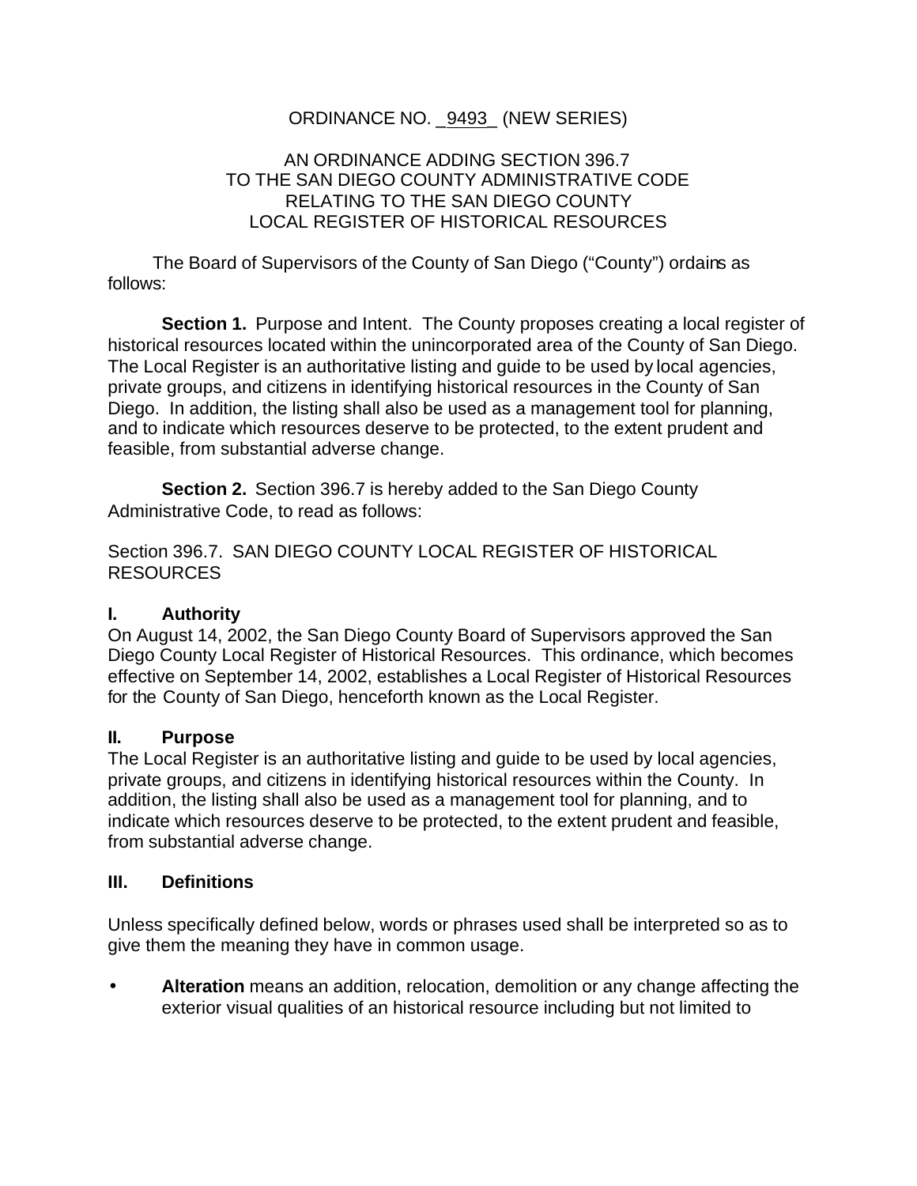ORDINANCE NO. _9493_ (NEW SERIES)

AN ORDINANCE ADDING SECTION 396.7
TO THE SAN DIEGO COUNTY ADMINISTRATIVE CODE
RELATING TO THE SAN DIEGO COUNTY
LOCAL REGISTER OF HISTORICAL RESOURCES

The Board of Supervisors of the County of San Diego ("County") ordains as follows:

**Section 1.** Purpose and Intent. The County proposes creating a local register of historical resources located within the unincorporated area of the County of San Diego. The Local Register is an authoritative listing and guide to be used by local agencies, private groups, and citizens in identifying historical resources in the County of San Diego. In addition, the listing shall also be used as a management tool for planning, and to indicate which resources deserve to be protected, to the extent prudent and feasible, from substantial adverse change.

**Section 2.** Section 396.7 is hereby added to the San Diego County Administrative Code, to read as follows:

Section 396.7. SAN DIEGO COUNTY LOCAL REGISTER OF HISTORICAL RESOURCES

## I. Authority

On August 14, 2002, the San Diego County Board of Supervisors approved the San Diego County Local Register of Historical Resources. This ordinance, which becomes effective on September 14, 2002, establishes a Local Register of Historical Resources for the County of San Diego, henceforth known as the Local Register.

## II. Purpose

The Local Register is an authoritative listing and guide to be used by local agencies, private groups, and citizens in identifying historical resources within the County. In addition, the listing shall also be used as a management tool for planning, and to indicate which resources deserve to be protected, to the extent prudent and feasible, from substantial adverse change.

## III. Definitions

Unless specifically defined below, words or phrases used shall be interpreted so as to give them the meaning they have in common usage.

- **Alteration** means an addition, relocation, demolition or any change affecting the exterior visual qualities of an historical resource including but not limited to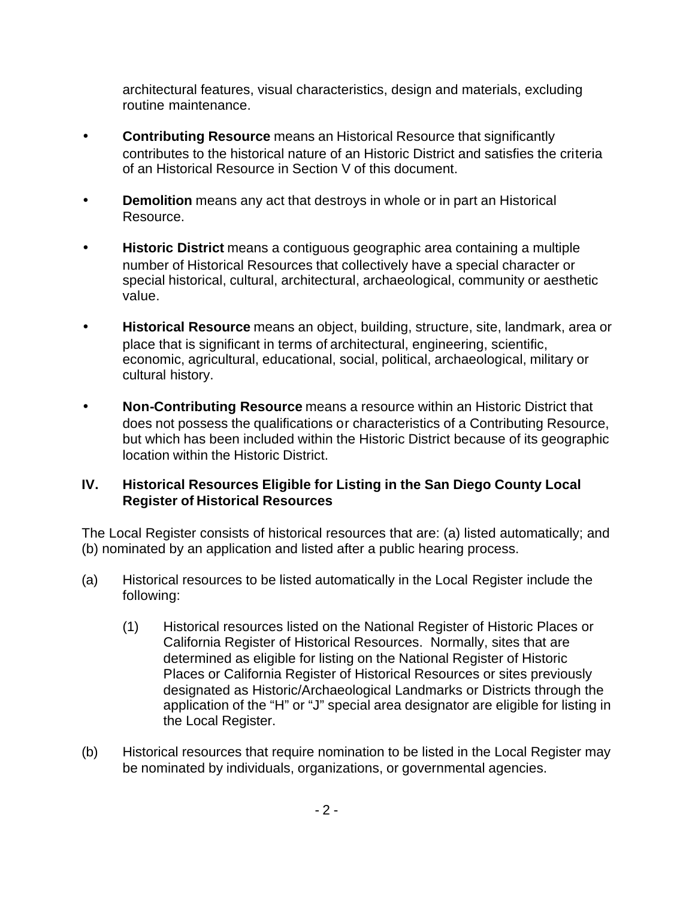architectural features, visual characteristics, design and materials, excluding routine maintenance.

- **Contributing Resource** means an Historical Resource that significantly contributes to the historical nature of an Historic District and satisfies the criteria of an Historical Resource in Section V of this document.

- **Demolition** means any act that destroys in whole or in part an Historical Resource.

- **Historic District** means a contiguous geographic area containing a multiple number of Historical Resources that collectively have a special character or special historical, cultural, architectural, archaeological, community or aesthetic value.

- **Historical Resource** means an object, building, structure, site, landmark, area or place that is significant in terms of architectural, engineering, scientific, economic, agricultural, educational, social, political, archaeological, military or cultural history.

- **Non-Contributing Resource** means a resource within an Historic District that does not possess the qualifications or characteristics of a Contributing Resource, but which has been included within the Historic District because of its geographic location within the Historic District.

## IV. Historical Resources Eligible for Listing in the San Diego County Local Register of Historical Resources

The Local Register consists of historical resources that are: (a) listed automatically; and (b) nominated by an application and listed after a public hearing process.

(a) Historical resources to be listed automatically in the Local Register include the following:

    (1) Historical resources listed on the National Register of Historic Places or California Register of Historical Resources. Normally, sites that are determined as eligible for listing on the National Register of Historic Places or California Register of Historical Resources or sites previously designated as Historic/Archaeological Landmarks or Districts through the application of the "H" or "J" special area designator are eligible for listing in the Local Register.

(b) Historical resources that require nomination to be listed in the Local Register may be nominated by individuals, organizations, or governmental agencies.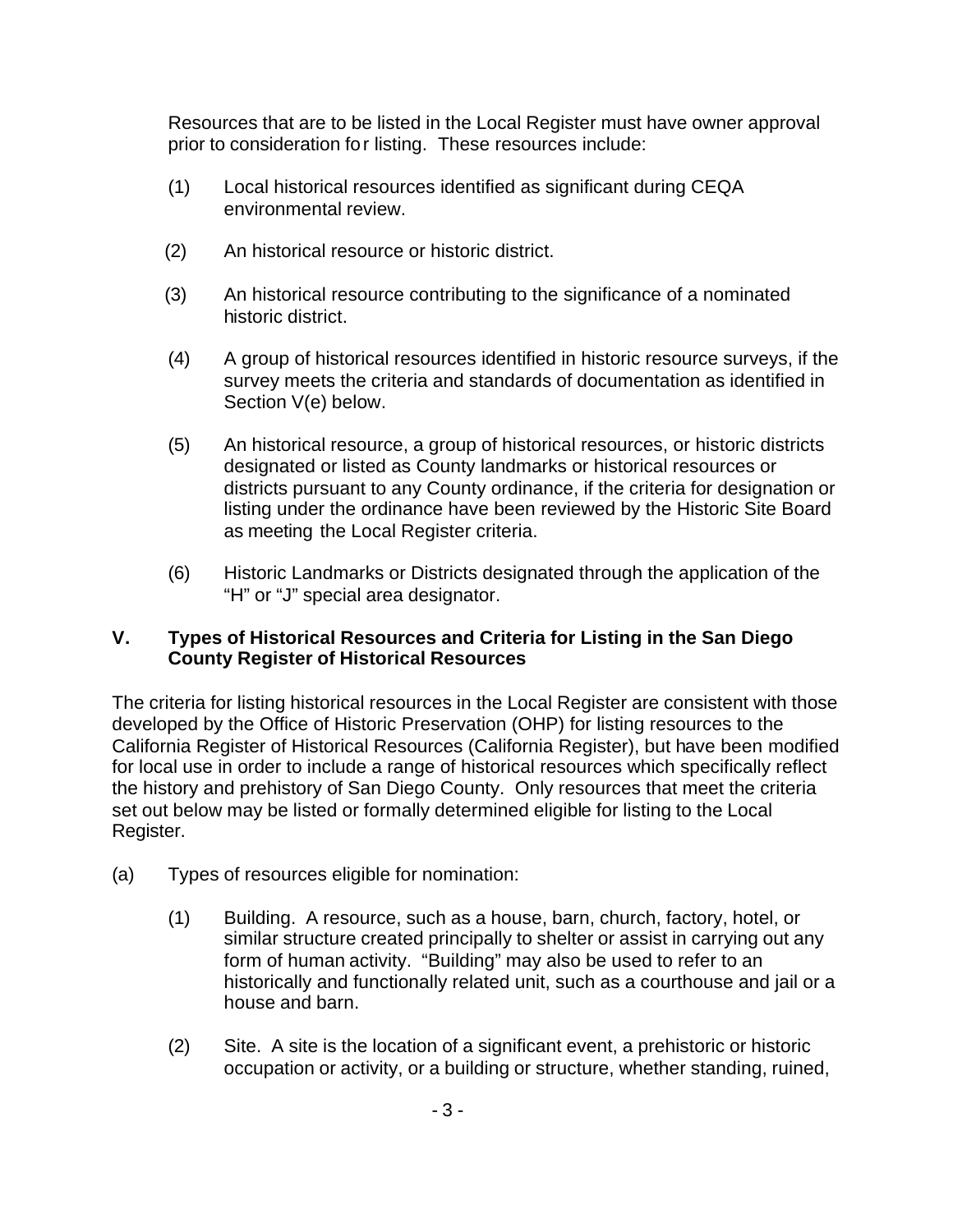Resources that are to be listed in the Local Register must have owner approval prior to consideration for listing. These resources include:

(1) Local historical resources identified as significant during CEQA environmental review.

(2) An historical resource or historic district.

(3) An historical resource contributing to the significance of a nominated historic district.

(4) A group of historical resources identified in historic resource surveys, if the survey meets the criteria and standards of documentation as identified in Section V(e) below.

(5) An historical resource, a group of historical resources, or historic districts designated or listed as County landmarks or historical resources or districts pursuant to any County ordinance, if the criteria for designation or listing under the ordinance have been reviewed by the Historic Site Board as meeting the Local Register criteria.

(6) Historic Landmarks or Districts designated through the application of the "H" or "J" special area designator.

## V. Types of Historical Resources and Criteria for Listing in the San Diego County Register of Historical Resources

The criteria for listing historical resources in the Local Register are consistent with those developed by the Office of Historic Preservation (OHP) for listing resources to the California Register of Historical Resources (California Register), but have been modified for local use in order to include a range of historical resources which specifically reflect the history and prehistory of San Diego County. Only resources that meet the criteria set out below may be listed or formally determined eligible for listing to the Local Register.

(a) Types of resources eligible for nomination:

(1) Building. A resource, such as a house, barn, church, factory, hotel, or similar structure created principally to shelter or assist in carrying out any form of human activity. "Building" may also be used to refer to an historically and functionally related unit, such as a courthouse and jail or a house and barn.

(2) Site. A site is the location of a significant event, a prehistoric or historic occupation or activity, or a building or structure, whether standing, ruined,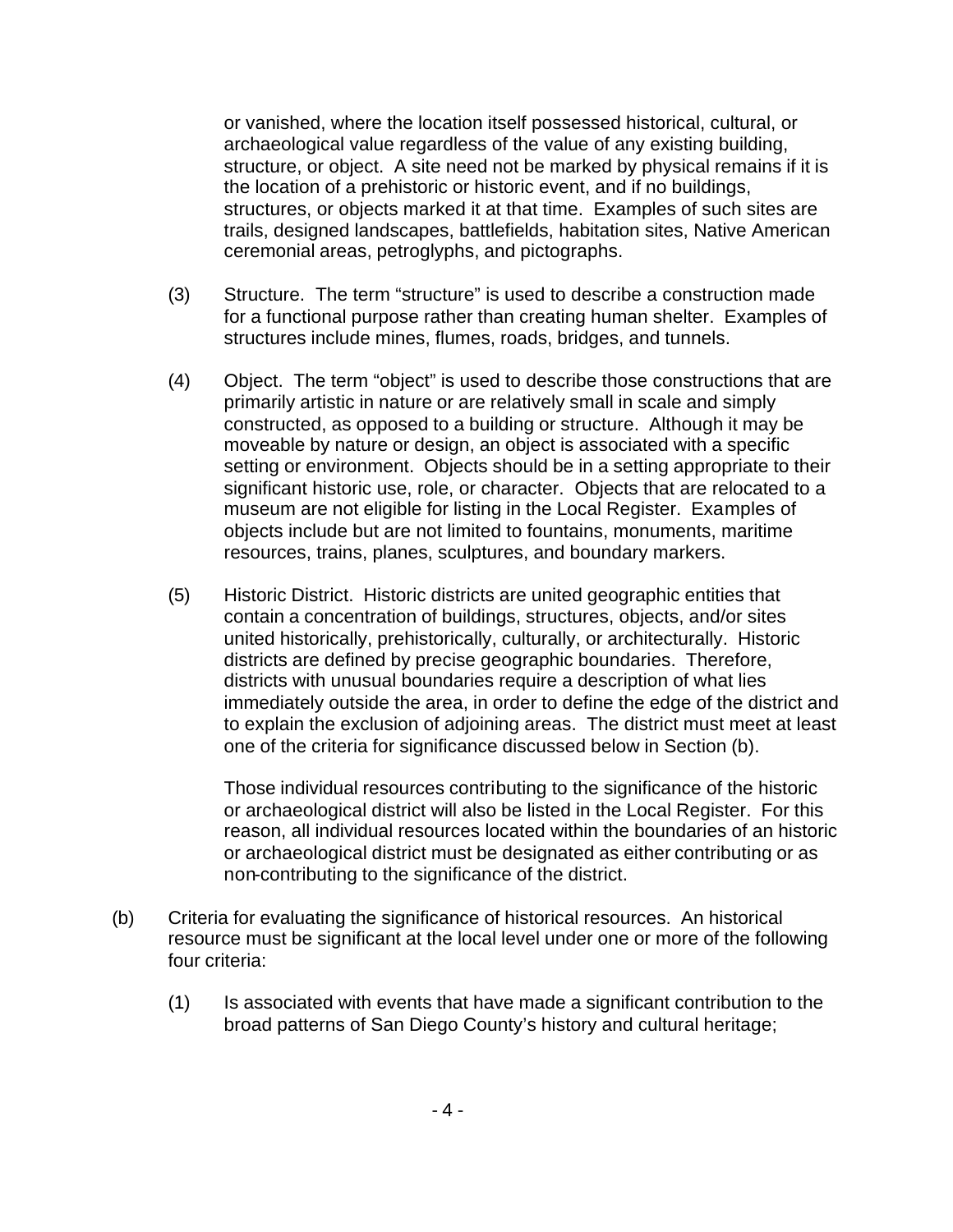or vanished, where the location itself possessed historical, cultural, or archaeological value regardless of the value of any existing building, structure, or object. A site need not be marked by physical remains if it is the location of a prehistoric or historic event, and if no buildings, structures, or objects marked it at that time. Examples of such sites are trails, designed landscapes, battlefields, habitation sites, Native American ceremonial areas, petroglyphs, and pictographs.

(3) Structure. The term "structure" is used to describe a construction made for a functional purpose rather than creating human shelter. Examples of structures include mines, flumes, roads, bridges, and tunnels.

(4) Object. The term "object" is used to describe those constructions that are primarily artistic in nature or are relatively small in scale and simply constructed, as opposed to a building or structure. Although it may be moveable by nature or design, an object is associated with a specific setting or environment. Objects should be in a setting appropriate to their significant historic use, role, or character. Objects that are relocated to a museum are not eligible for listing in the Local Register. Examples of objects include but are not limited to fountains, monuments, maritime resources, trains, planes, sculptures, and boundary markers.

(5) Historic District. Historic districts are united geographic entities that contain a concentration of buildings, structures, objects, and/or sites united historically, prehistorically, culturally, or architecturally. Historic districts are defined by precise geographic boundaries. Therefore, districts with unusual boundaries require a description of what lies immediately outside the area, in order to define the edge of the district and to explain the exclusion of adjoining areas. The district must meet at least one of the criteria for significance discussed below in Section (b).

Those individual resources contributing to the significance of the historic or archaeological district will also be listed in the Local Register. For this reason, all individual resources located within the boundaries of an historic or archaeological district must be designated as either contributing or as non-contributing to the significance of the district.

(b) Criteria for evaluating the significance of historical resources. An historical resource must be significant at the local level under one or more of the following four criteria:

(1) Is associated with events that have made a significant contribution to the broad patterns of San Diego County's history and cultural heritage;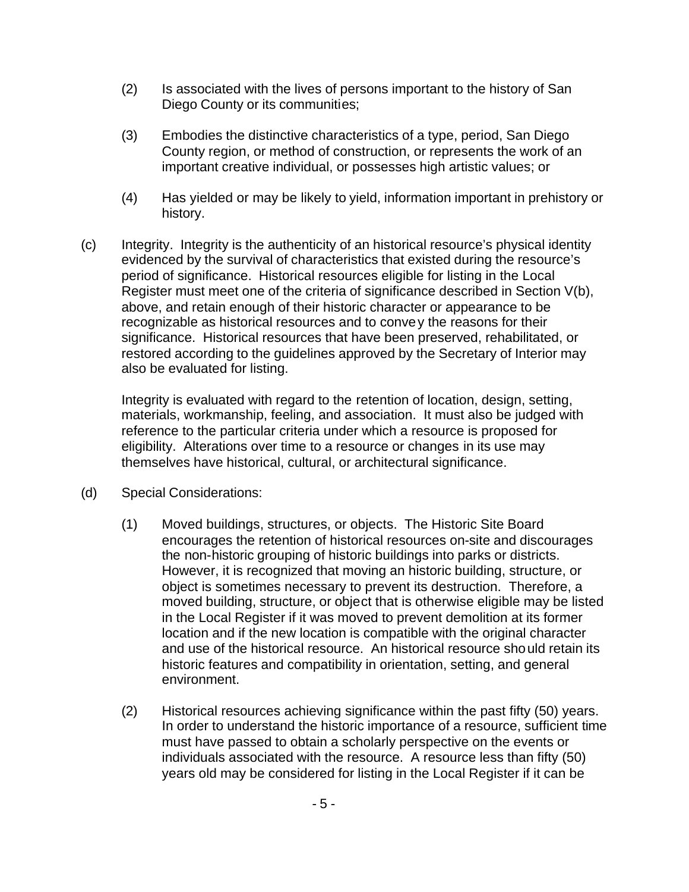(2) Is associated with the lives of persons important to the history of San Diego County or its communities;

(3) Embodies the distinctive characteristics of a type, period, San Diego County region, or method of construction, or represents the work of an important creative individual, or possesses high artistic values; or

(4) Has yielded or may be likely to yield, information important in prehistory or history.

(c) Integrity. Integrity is the authenticity of an historical resource's physical identity evidenced by the survival of characteristics that existed during the resource's period of significance. Historical resources eligible for listing in the Local Register must meet one of the criteria of significance described in Section V(b), above, and retain enough of their historic character or appearance to be recognizable as historical resources and to convey the reasons for their significance. Historical resources that have been preserved, rehabilitated, or restored according to the guidelines approved by the Secretary of Interior may also be evaluated for listing.

Integrity is evaluated with regard to the retention of location, design, setting, materials, workmanship, feeling, and association. It must also be judged with reference to the particular criteria under which a resource is proposed for eligibility. Alterations over time to a resource or changes in its use may themselves have historical, cultural, or architectural significance.

(d) Special Considerations:

(1) Moved buildings, structures, or objects. The Historic Site Board encourages the retention of historical resources on-site and discourages the non-historic grouping of historic buildings into parks or districts. However, it is recognized that moving an historic building, structure, or object is sometimes necessary to prevent its destruction. Therefore, a moved building, structure, or object that is otherwise eligible may be listed in the Local Register if it was moved to prevent demolition at its former location and if the new location is compatible with the original character and use of the historical resource. An historical resource should retain its historic features and compatibility in orientation, setting, and general environment.

(2) Historical resources achieving significance within the past fifty (50) years. In order to understand the historic importance of a resource, sufficient time must have passed to obtain a scholarly perspective on the events or individuals associated with the resource. A resource less than fifty (50) years old may be considered for listing in the Local Register if it can be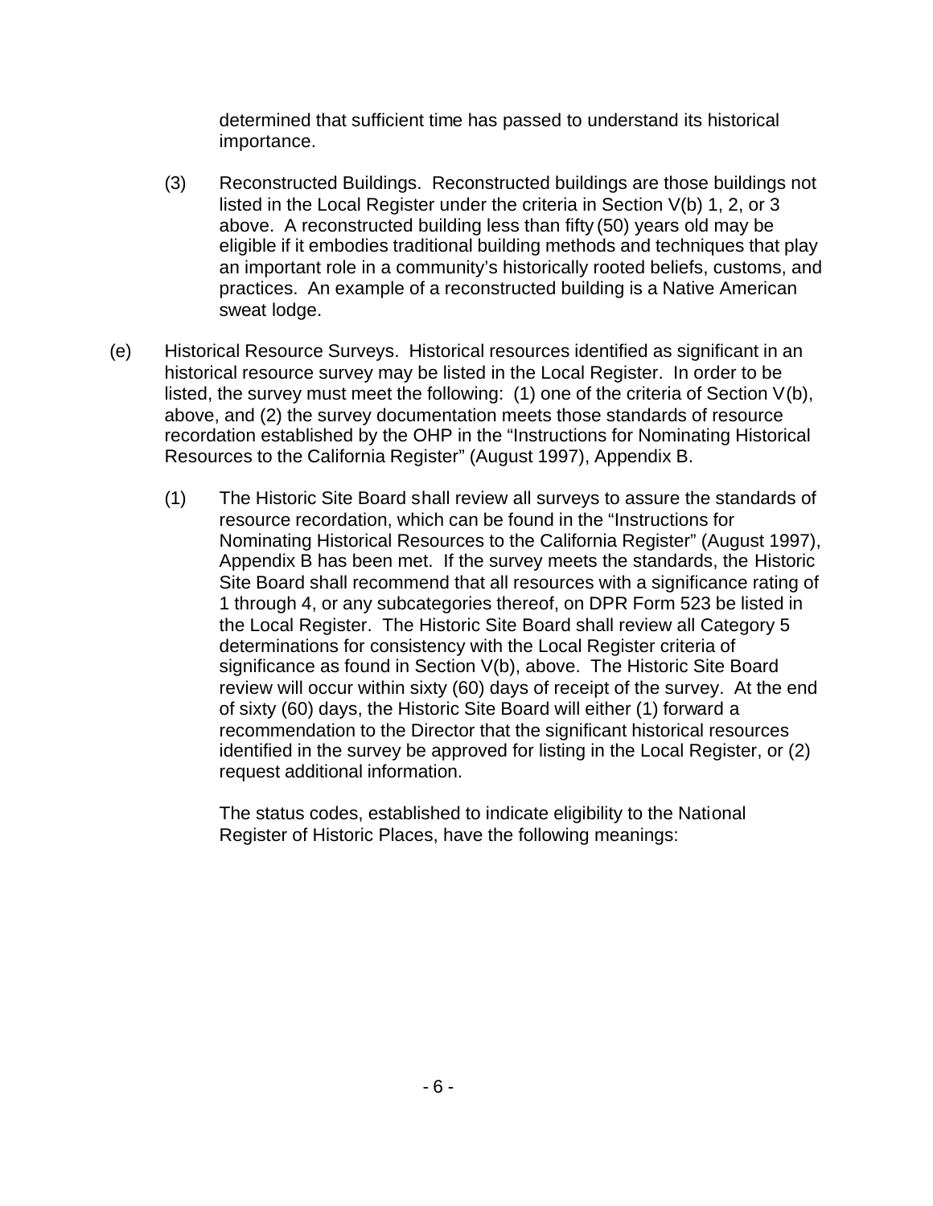determined that sufficient time has passed to understand its historical importance.

(3) Reconstructed Buildings. Reconstructed buildings are those buildings not listed in the Local Register under the criteria in Section V(b) 1, 2, or 3 above. A reconstructed building less than fifty (50) years old may be eligible if it embodies traditional building methods and techniques that play an important role in a community's historically rooted beliefs, customs, and practices. An example of a reconstructed building is a Native American sweat lodge.

(e) Historical Resource Surveys. Historical resources identified as significant in an historical resource survey may be listed in the Local Register. In order to be listed, the survey must meet the following: (1) one of the criteria of Section V(b), above, and (2) the survey documentation meets those standards of resource recordation established by the OHP in the "Instructions for Nominating Historical Resources to the California Register" (August 1997), Appendix B.

(1) The Historic Site Board shall review all surveys to assure the standards of resource recordation, which can be found in the "Instructions for Nominating Historical Resources to the California Register" (August 1997), Appendix B has been met. If the survey meets the standards, the Historic Site Board shall recommend that all resources with a significance rating of 1 through 4, or any subcategories thereof, on DPR Form 523 be listed in the Local Register. The Historic Site Board shall review all Category 5 determinations for consistency with the Local Register criteria of significance as found in Section V(b), above. The Historic Site Board review will occur within sixty (60) days of receipt of the survey. At the end of sixty (60) days, the Historic Site Board will either (1) forward a recommendation to the Director that the significant historical resources identified in the survey be approved for listing in the Local Register, or (2) request additional information.

The status codes, established to indicate eligibility to the National Register of Historic Places, have the following meanings: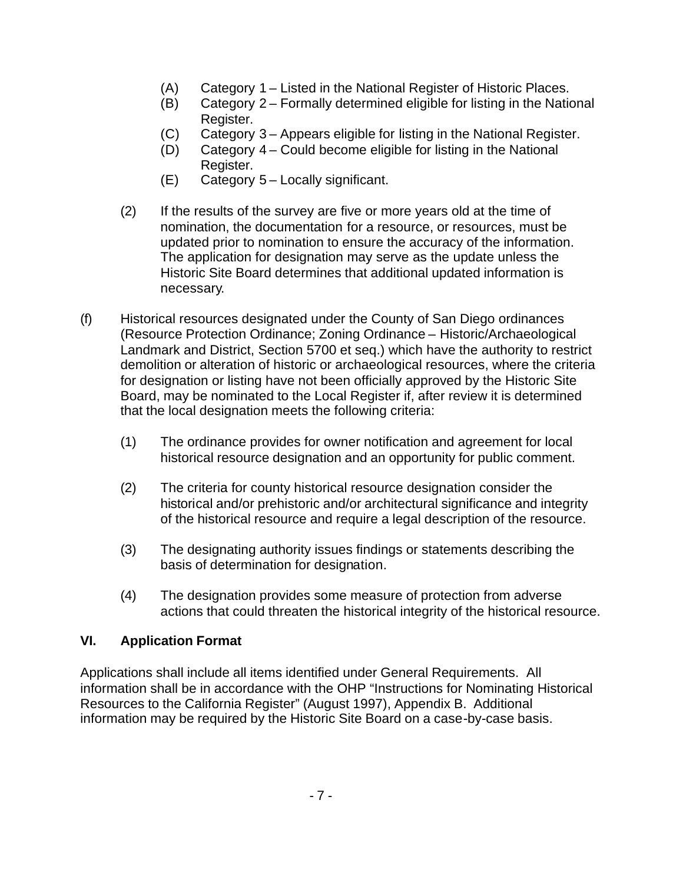(A) Category 1 – Listed in the National Register of Historic Places.
(B) Category 2 – Formally determined eligible for listing in the National Register.
(C) Category 3 – Appears eligible for listing in the National Register.
(D) Category 4 – Could become eligible for listing in the National Register.
(E) Category 5 – Locally significant.

(2) If the results of the survey are five or more years old at the time of nomination, the documentation for a resource, or resources, must be updated prior to nomination to ensure the accuracy of the information. The application for designation may serve as the update unless the Historic Site Board determines that additional updated information is necessary.

(f) Historical resources designated under the County of San Diego ordinances (Resource Protection Ordinance; Zoning Ordinance – Historic/Archaeological Landmark and District, Section 5700 et seq.) which have the authority to restrict demolition or alteration of historic or archaeological resources, where the criteria for designation or listing have not been officially approved by the Historic Site Board, may be nominated to the Local Register if, after review it is determined that the local designation meets the following criteria:

(1) The ordinance provides for owner notification and agreement for local historical resource designation and an opportunity for public comment.

(2) The criteria for county historical resource designation consider the historical and/or prehistoric and/or architectural significance and integrity of the historical resource and require a legal description of the resource.

(3) The designating authority issues findings or statements describing the basis of determination for designation.

(4) The designation provides some measure of protection from adverse actions that could threaten the historical integrity of the historical resource.

## VI. Application Format

Applications shall include all items identified under General Requirements. All information shall be in accordance with the OHP "Instructions for Nominating Historical Resources to the California Register" (August 1997), Appendix B. Additional information may be required by the Historic Site Board on a case-by-case basis.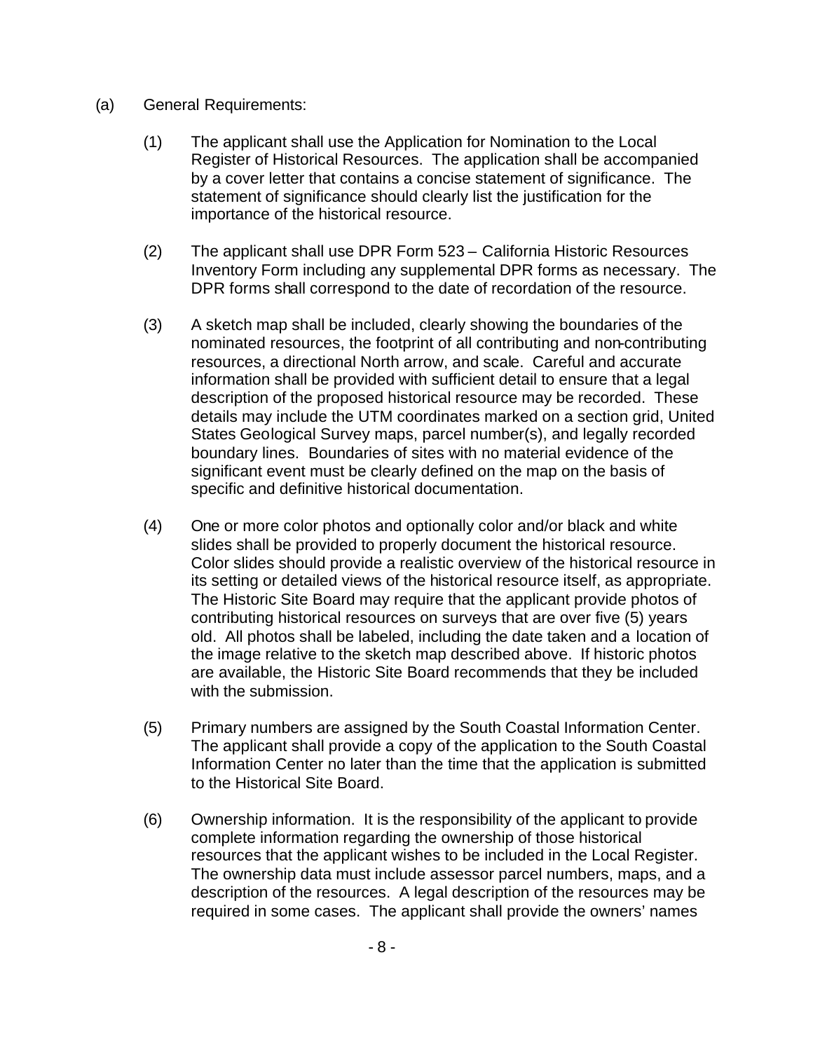(a) General Requirements:

(1) The applicant shall use the Application for Nomination to the Local Register of Historical Resources. The application shall be accompanied by a cover letter that contains a concise statement of significance. The statement of significance should clearly list the justification for the importance of the historical resource.

(2) The applicant shall use DPR Form 523 – California Historic Resources Inventory Form including any supplemental DPR forms as necessary. The DPR forms shall correspond to the date of recordation of the resource.

(3) A sketch map shall be included, clearly showing the boundaries of the nominated resources, the footprint of all contributing and non-contributing resources, a directional North arrow, and scale. Careful and accurate information shall be provided with sufficient detail to ensure that a legal description of the proposed historical resource may be recorded. These details may include the UTM coordinates marked on a section grid, United States Geological Survey maps, parcel number(s), and legally recorded boundary lines. Boundaries of sites with no material evidence of the significant event must be clearly defined on the map on the basis of specific and definitive historical documentation.

(4) One or more color photos and optionally color and/or black and white slides shall be provided to properly document the historical resource. Color slides should provide a realistic overview of the historical resource in its setting or detailed views of the historical resource itself, as appropriate. The Historic Site Board may require that the applicant provide photos of contributing historical resources on surveys that are over five (5) years old. All photos shall be labeled, including the date taken and a location of the image relative to the sketch map described above. If historic photos are available, the Historic Site Board recommends that they be included with the submission.

(5) Primary numbers are assigned by the South Coastal Information Center. The applicant shall provide a copy of the application to the South Coastal Information Center no later than the time that the application is submitted to the Historical Site Board.

(6) Ownership information. It is the responsibility of the applicant to provide complete information regarding the ownership of those historical resources that the applicant wishes to be included in the Local Register. The ownership data must include assessor parcel numbers, maps, and a description of the resources. A legal description of the resources may be required in some cases. The applicant shall provide the owners' names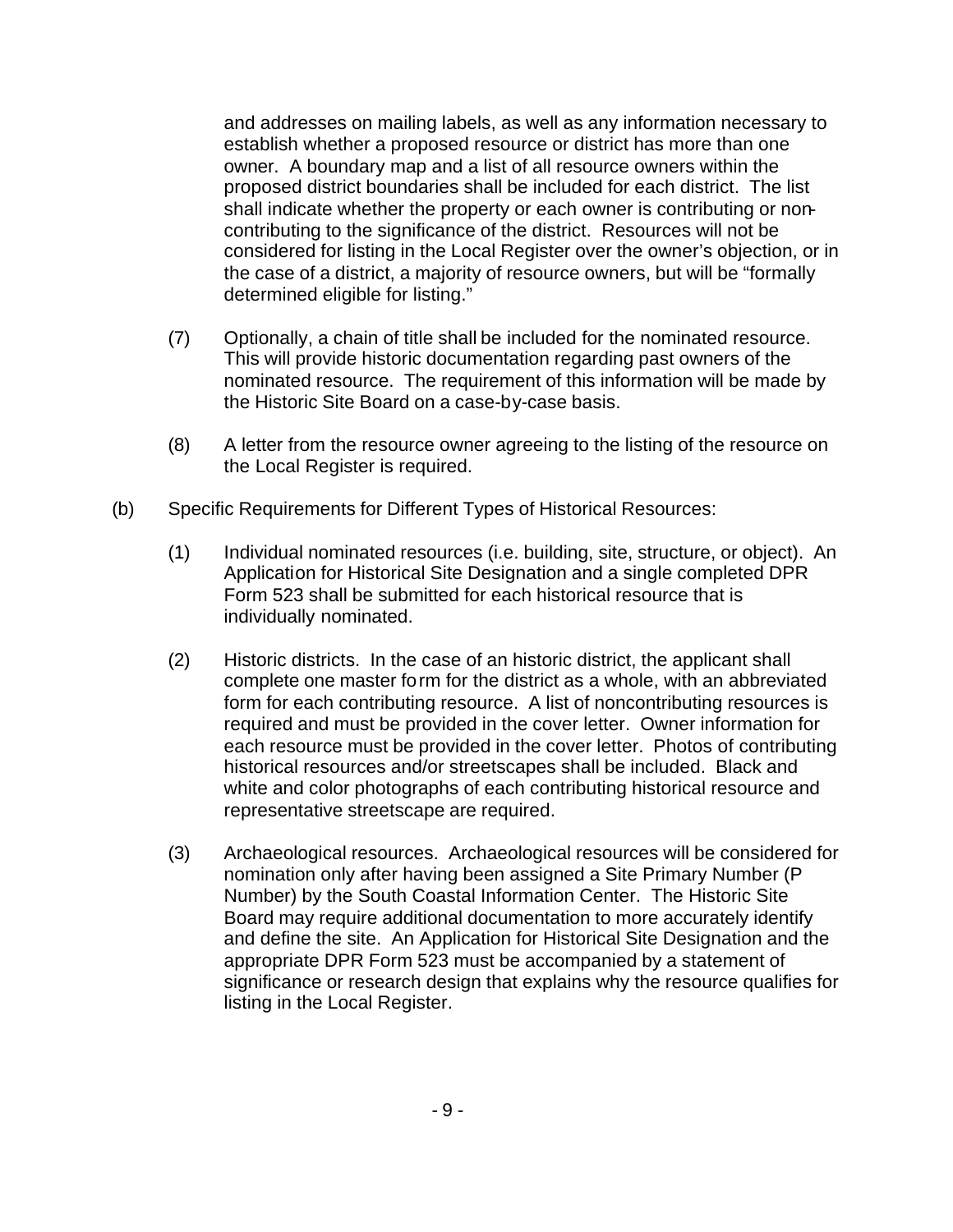and addresses on mailing labels, as well as any information necessary to establish whether a proposed resource or district has more than one owner. A boundary map and a list of all resource owners within the proposed district boundaries shall be included for each district. The list shall indicate whether the property or each owner is contributing or non-contributing to the significance of the district. Resources will not be considered for listing in the Local Register over the owner's objection, or in the case of a district, a majority of resource owners, but will be "formally determined eligible for listing."

(7) Optionally, a chain of title shall be included for the nominated resource. This will provide historic documentation regarding past owners of the nominated resource. The requirement of this information will be made by the Historic Site Board on a case-by-case basis.

(8) A letter from the resource owner agreeing to the listing of the resource on the Local Register is required.

(b) Specific Requirements for Different Types of Historical Resources:

(1) Individual nominated resources (i.e. building, site, structure, or object). An Application for Historical Site Designation and a single completed DPR Form 523 shall be submitted for each historical resource that is individually nominated.

(2) Historic districts. In the case of an historic district, the applicant shall complete one master form for the district as a whole, with an abbreviated form for each contributing resource. A list of noncontributing resources is required and must be provided in the cover letter. Owner information for each resource must be provided in the cover letter. Photos of contributing historical resources and/or streetscapes shall be included. Black and white and color photographs of each contributing historical resource and representative streetscape are required.

(3) Archaeological resources. Archaeological resources will be considered for nomination only after having been assigned a Site Primary Number (P Number) by the South Coastal Information Center. The Historic Site Board may require additional documentation to more accurately identify and define the site. An Application for Historical Site Designation and the appropriate DPR Form 523 must be accompanied by a statement of significance or research design that explains why the resource qualifies for listing in the Local Register.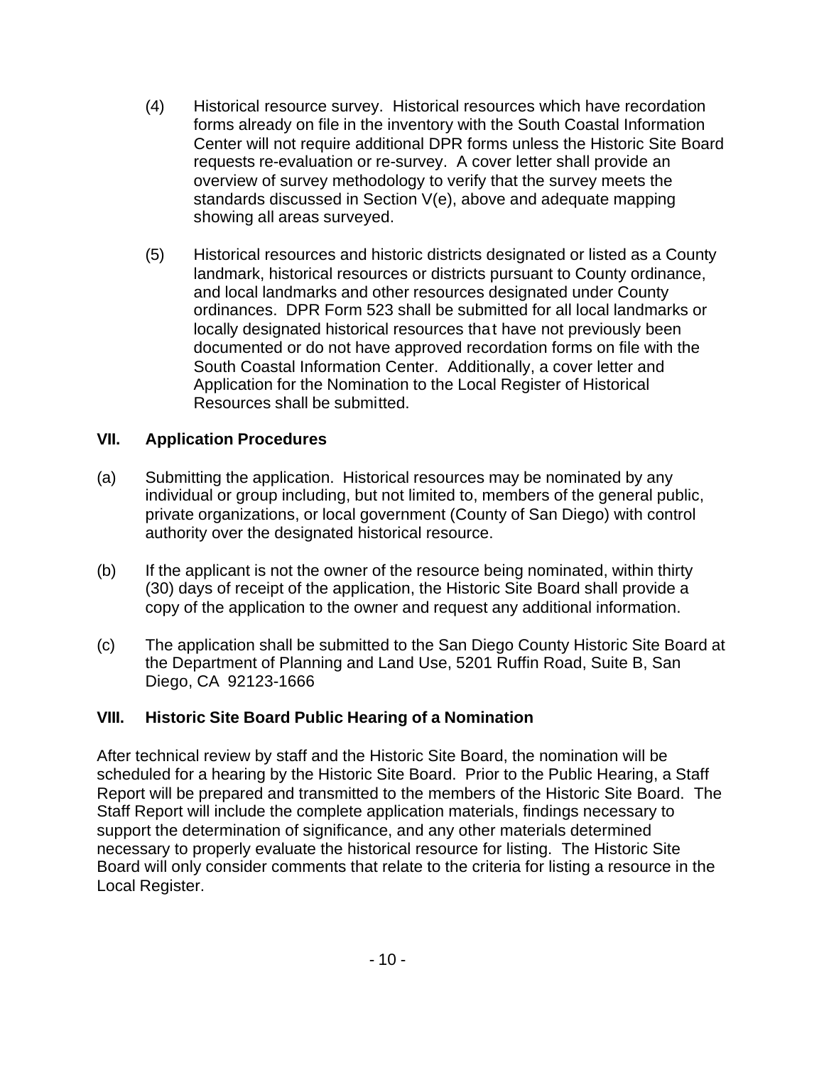(4) Historical resource survey. Historical resources which have recordation forms already on file in the inventory with the South Coastal Information Center will not require additional DPR forms unless the Historic Site Board requests re-evaluation or re-survey. A cover letter shall provide an overview of survey methodology to verify that the survey meets the standards discussed in Section V(e), above and adequate mapping showing all areas surveyed.

(5) Historical resources and historic districts designated or listed as a County landmark, historical resources or districts pursuant to County ordinance, and local landmarks and other resources designated under County ordinances. DPR Form 523 shall be submitted for all local landmarks or locally designated historical resources that have not previously been documented or do not have approved recordation forms on file with the South Coastal Information Center. Additionally, a cover letter and Application for the Nomination to the Local Register of Historical Resources shall be submitted.

## VII. Application Procedures

(a) Submitting the application. Historical resources may be nominated by any individual or group including, but not limited to, members of the general public, private organizations, or local government (County of San Diego) with control authority over the designated historical resource.

(b) If the applicant is not the owner of the resource being nominated, within thirty (30) days of receipt of the application, the Historic Site Board shall provide a copy of the application to the owner and request any additional information.

(c) The application shall be submitted to the San Diego County Historic Site Board at the Department of Planning and Land Use, 5201 Ruffin Road, Suite B, San Diego, CA 92123-1666

## VIII. Historic Site Board Public Hearing of a Nomination

After technical review by staff and the Historic Site Board, the nomination will be scheduled for a hearing by the Historic Site Board. Prior to the Public Hearing, a Staff Report will be prepared and transmitted to the members of the Historic Site Board. The Staff Report will include the complete application materials, findings necessary to support the determination of significance, and any other materials determined necessary to properly evaluate the historical resource for listing. The Historic Site Board will only consider comments that relate to the criteria for listing a resource in the Local Register.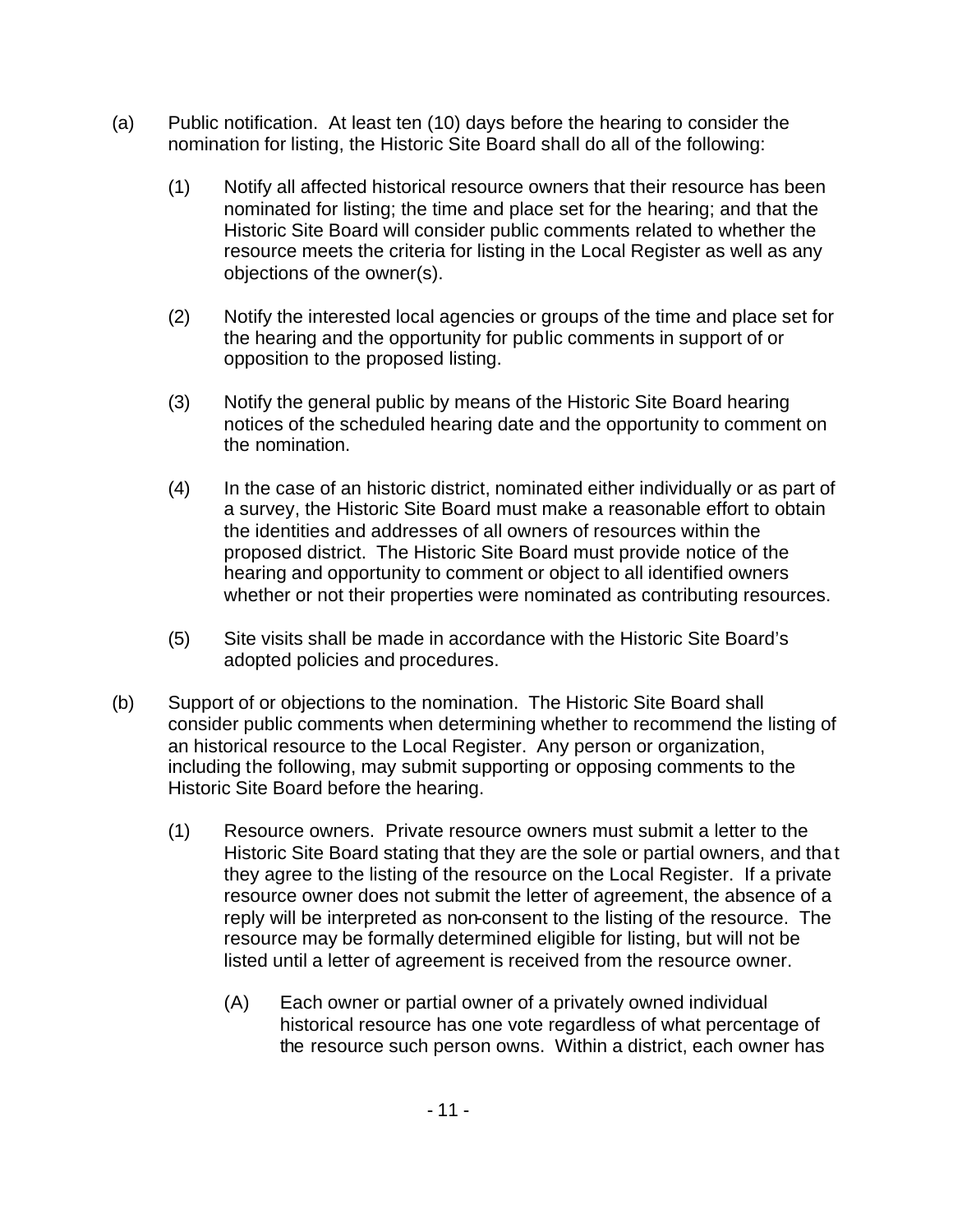(a) Public notification. At least ten (10) days before the hearing to consider the nomination for listing, the Historic Site Board shall do all of the following:

   (1) Notify all affected historical resource owners that their resource has been nominated for listing; the time and place set for the hearing; and that the Historic Site Board will consider public comments related to whether the resource meets the criteria for listing in the Local Register as well as any objections of the owner(s).

   (2) Notify the interested local agencies or groups of the time and place set for the hearing and the opportunity for public comments in support of or opposition to the proposed listing.

   (3) Notify the general public by means of the Historic Site Board hearing notices of the scheduled hearing date and the opportunity to comment on the nomination.

   (4) In the case of an historic district, nominated either individually or as part of a survey, the Historic Site Board must make a reasonable effort to obtain the identities and addresses of all owners of resources within the proposed district. The Historic Site Board must provide notice of the hearing and opportunity to comment or object to all identified owners whether or not their properties were nominated as contributing resources.

   (5) Site visits shall be made in accordance with the Historic Site Board's adopted policies and procedures.

(b) Support of or objections to the nomination. The Historic Site Board shall consider public comments when determining whether to recommend the listing of an historical resource to the Local Register. Any person or organization, including the following, may submit supporting or opposing comments to the Historic Site Board before the hearing.

   (1) Resource owners. Private resource owners must submit a letter to the Historic Site Board stating that they are the sole or partial owners, and that they agree to the listing of the resource on the Local Register. If a private resource owner does not submit the letter of agreement, the absence of a reply will be interpreted as non-consent to the listing of the resource. The resource may be formally determined eligible for listing, but will not be listed until a letter of agreement is received from the resource owner.

      (A) Each owner or partial owner of a privately owned individual historical resource has one vote regardless of what percentage of the resource such person owns. Within a district, each owner has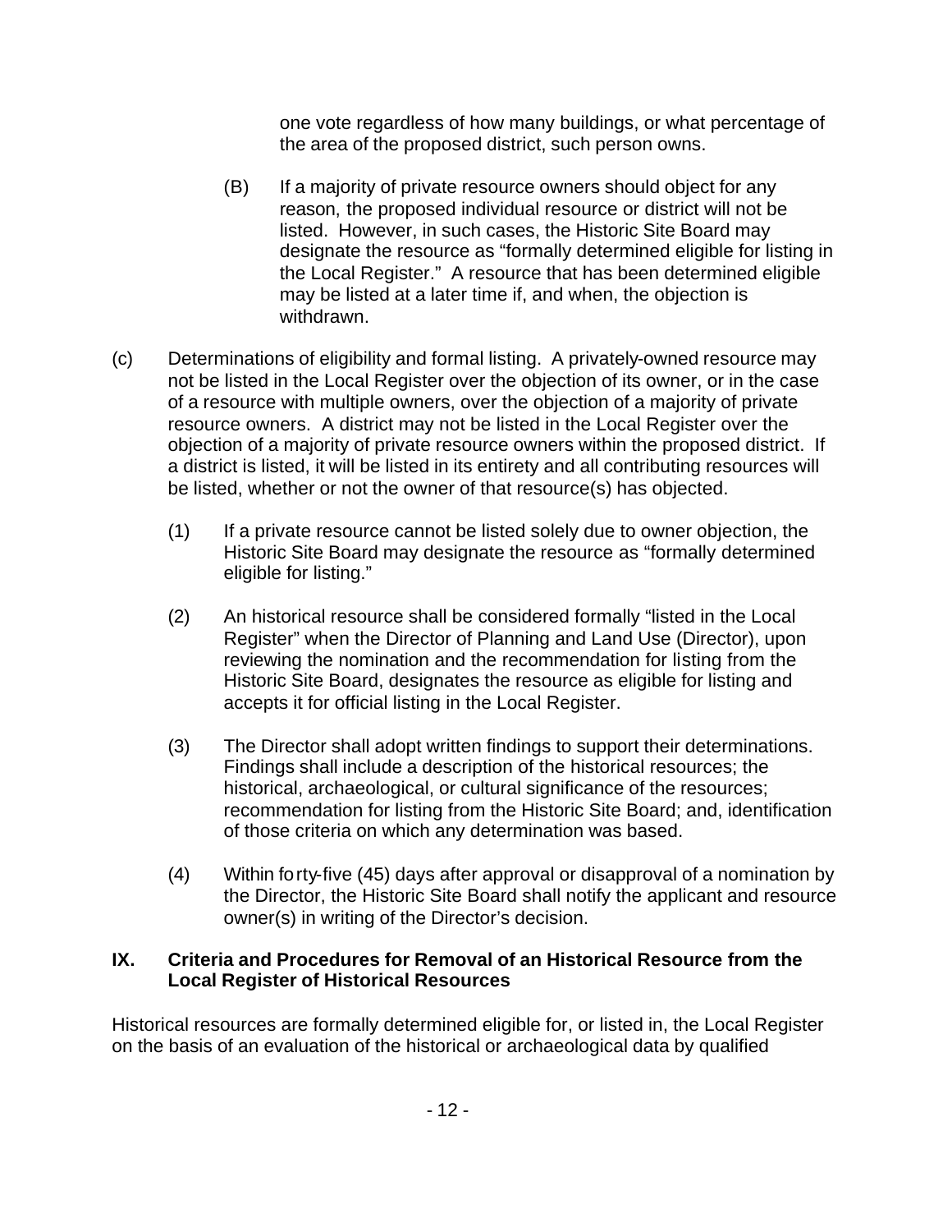one vote regardless of how many buildings, or what percentage of the area of the proposed district, such person owns.

(B) If a majority of private resource owners should object for any reason, the proposed individual resource or district will not be listed. However, in such cases, the Historic Site Board may designate the resource as "formally determined eligible for listing in the Local Register." A resource that has been determined eligible may be listed at a later time if, and when, the objection is withdrawn.

(c) Determinations of eligibility and formal listing. A privately-owned resource may not be listed in the Local Register over the objection of its owner, or in the case of a resource with multiple owners, over the objection of a majority of private resource owners. A district may not be listed in the Local Register over the objection of a majority of private resource owners within the proposed district. If a district is listed, it will be listed in its entirety and all contributing resources will be listed, whether or not the owner of that resource(s) has objected.

(1) If a private resource cannot be listed solely due to owner objection, the Historic Site Board may designate the resource as "formally determined eligible for listing."

(2) An historical resource shall be considered formally "listed in the Local Register" when the Director of Planning and Land Use (Director), upon reviewing the nomination and the recommendation for listing from the Historic Site Board, designates the resource as eligible for listing and accepts it for official listing in the Local Register.

(3) The Director shall adopt written findings to support their determinations. Findings shall include a description of the historical resources; the historical, archaeological, or cultural significance of the resources; recommendation for listing from the Historic Site Board; and, identification of those criteria on which any determination was based.

(4) Within forty-five (45) days after approval or disapproval of a nomination by the Director, the Historic Site Board shall notify the applicant and resource owner(s) in writing of the Director's decision.

## IX. Criteria and Procedures for Removal of an Historical Resource from the Local Register of Historical Resources

Historical resources are formally determined eligible for, or listed in, the Local Register on the basis of an evaluation of the historical or archaeological data by qualified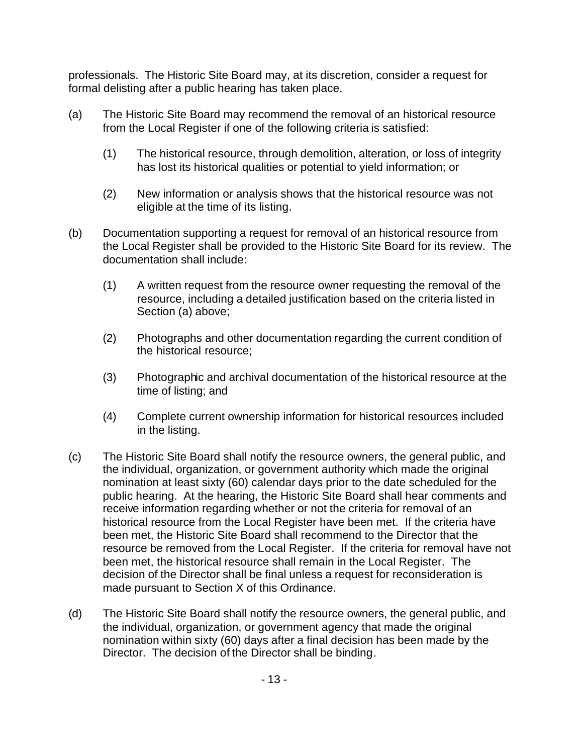professionals. The Historic Site Board may, at its discretion, consider a request for formal delisting after a public hearing has taken place.

(a) The Historic Site Board may recommend the removal of an historical resource from the Local Register if one of the following criteria is satisfied:

  (1) The historical resource, through demolition, alteration, or loss of integrity has lost its historical qualities or potential to yield information; or

  (2) New information or analysis shows that the historical resource was not eligible at the time of its listing.

(b) Documentation supporting a request for removal of an historical resource from the Local Register shall be provided to the Historic Site Board for its review. The documentation shall include:

  (1) A written request from the resource owner requesting the removal of the resource, including a detailed justification based on the criteria listed in Section (a) above;

  (2) Photographs and other documentation regarding the current condition of the historical resource;

  (3) Photographic and archival documentation of the historical resource at the time of listing; and

  (4) Complete current ownership information for historical resources included in the listing.

(c) The Historic Site Board shall notify the resource owners, the general public, and the individual, organization, or government authority which made the original nomination at least sixty (60) calendar days prior to the date scheduled for the public hearing. At the hearing, the Historic Site Board shall hear comments and receive information regarding whether or not the criteria for removal of an historical resource from the Local Register have been met. If the criteria have been met, the Historic Site Board shall recommend to the Director that the resource be removed from the Local Register. If the criteria for removal have not been met, the historical resource shall remain in the Local Register. The decision of the Director shall be final unless a request for reconsideration is made pursuant to Section X of this Ordinance.

(d) The Historic Site Board shall notify the resource owners, the general public, and the individual, organization, or government agency that made the original nomination within sixty (60) days after a final decision has been made by the Director. The decision of the Director shall be binding.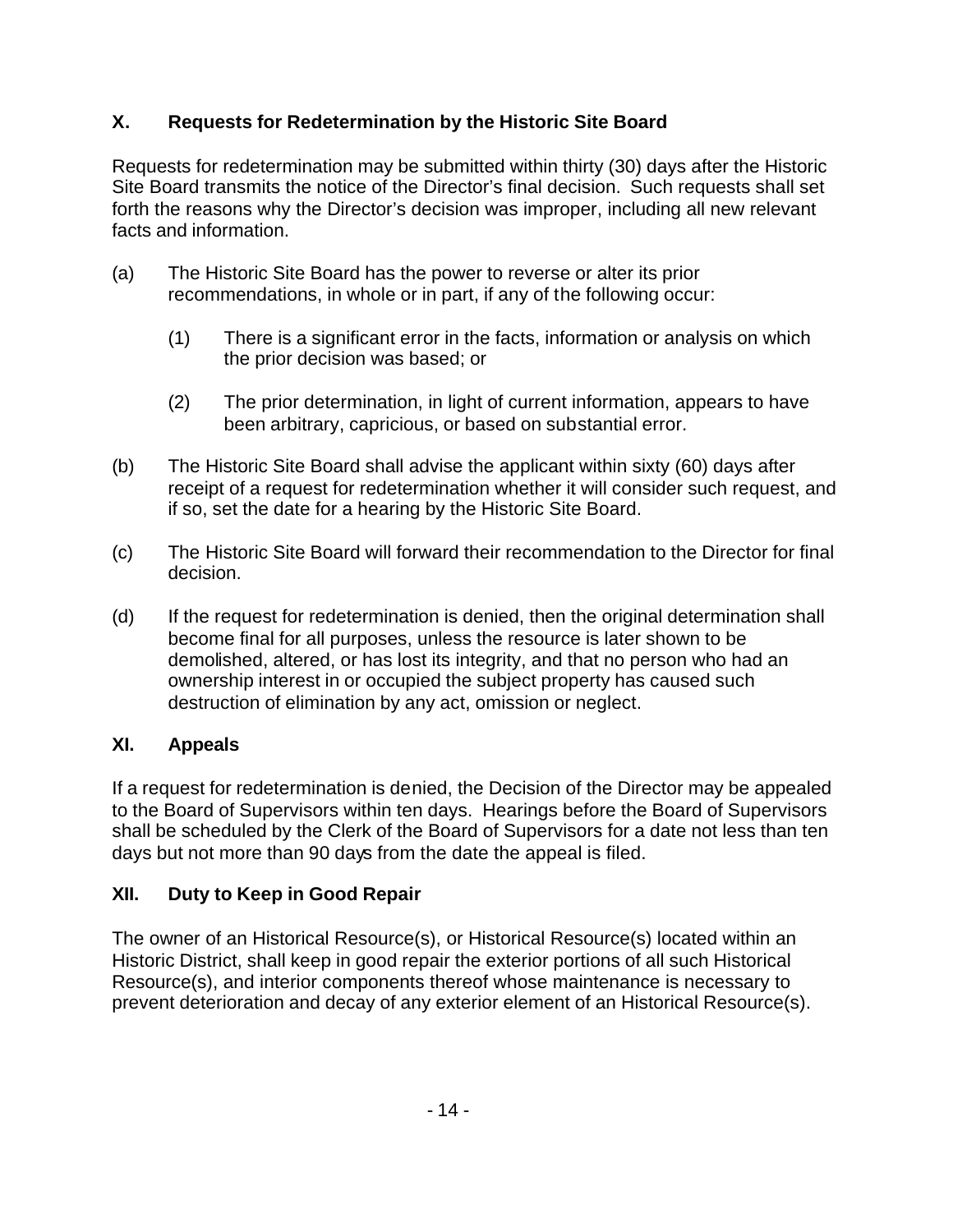## X. Requests for Redetermination by the Historic Site Board

Requests for redetermination may be submitted within thirty (30) days after the Historic Site Board transmits the notice of the Director's final decision. Such requests shall set forth the reasons why the Director's decision was improper, including all new relevant facts and information.

(a) The Historic Site Board has the power to reverse or alter its prior recommendations, in whole or in part, if any of the following occur:

 (1) There is a significant error in the facts, information or analysis on which the prior decision was based; or

 (2) The prior determination, in light of current information, appears to have been arbitrary, capricious, or based on substantial error.

(b) The Historic Site Board shall advise the applicant within sixty (60) days after receipt of a request for redetermination whether it will consider such request, and if so, set the date for a hearing by the Historic Site Board.

(c) The Historic Site Board will forward their recommendation to the Director for final decision.

(d) If the request for redetermination is denied, then the original determination shall become final for all purposes, unless the resource is later shown to be demolished, altered, or has lost its integrity, and that no person who had an ownership interest in or occupied the subject property has caused such destruction of elimination by any act, omission or neglect.

## XI. Appeals

If a request for redetermination is denied, the Decision of the Director may be appealed to the Board of Supervisors within ten days. Hearings before the Board of Supervisors shall be scheduled by the Clerk of the Board of Supervisors for a date not less than ten days but not more than 90 days from the date the appeal is filed.

## XII. Duty to Keep in Good Repair

The owner of an Historical Resource(s), or Historical Resource(s) located within an Historic District, shall keep in good repair the exterior portions of all such Historical Resource(s), and interior components thereof whose maintenance is necessary to prevent deterioration and decay of any exterior element of an Historical Resource(s).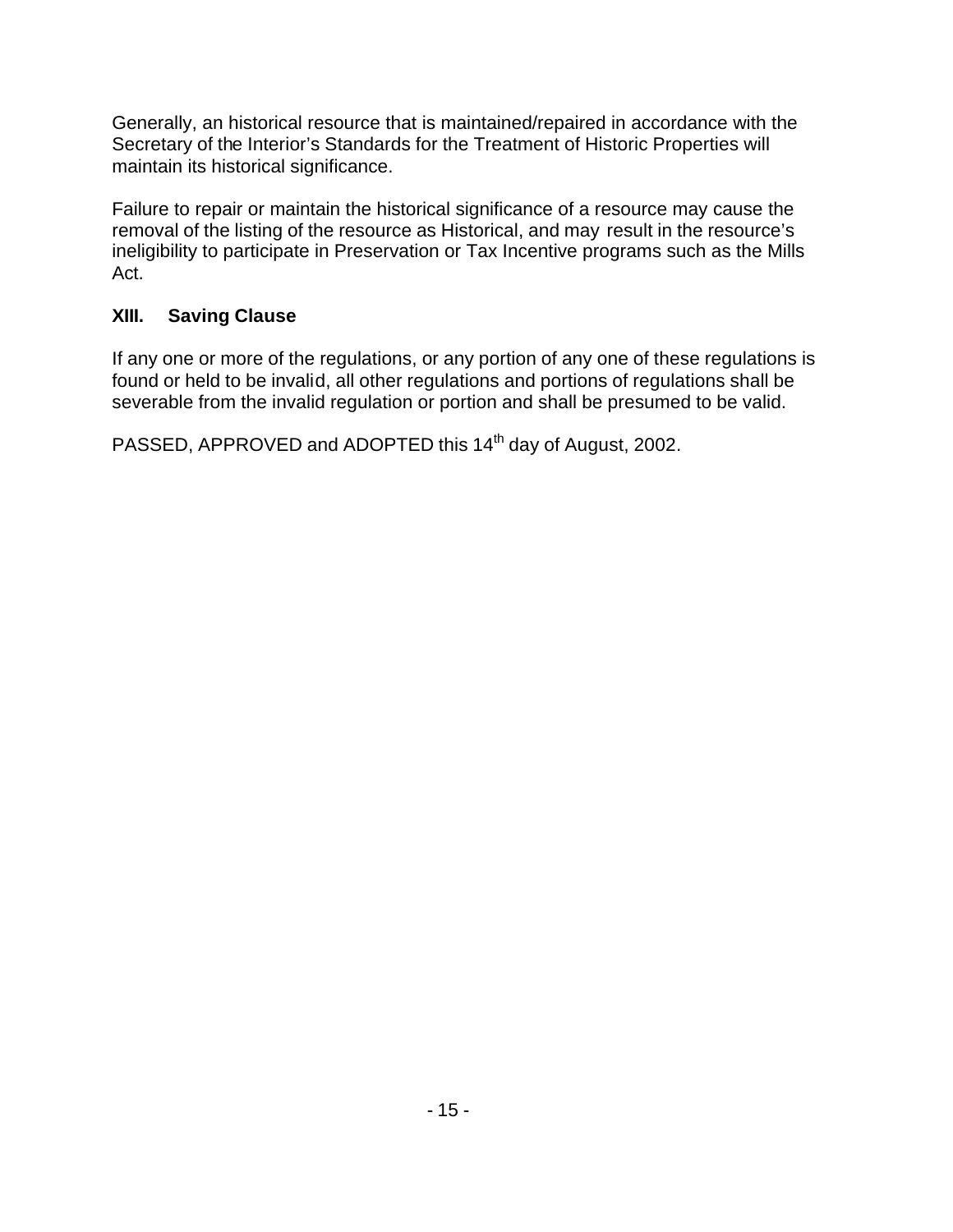Generally, an historical resource that is maintained/repaired in accordance with the Secretary of the Interior's Standards for the Treatment of Historic Properties will maintain its historical significance.

Failure to repair or maintain the historical significance of a resource may cause the removal of the listing of the resource as Historical, and may result in the resource's ineligibility to participate in Preservation or Tax Incentive programs such as the Mills Act.

## XIII. Saving Clause

If any one or more of the regulations, or any portion of any one of these regulations is found or held to be invalid, all other regulations and portions of regulations shall be severable from the invalid regulation or portion and shall be presumed to be valid.

PASSED, APPROVED and ADOPTED this 14th day of August, 2002.